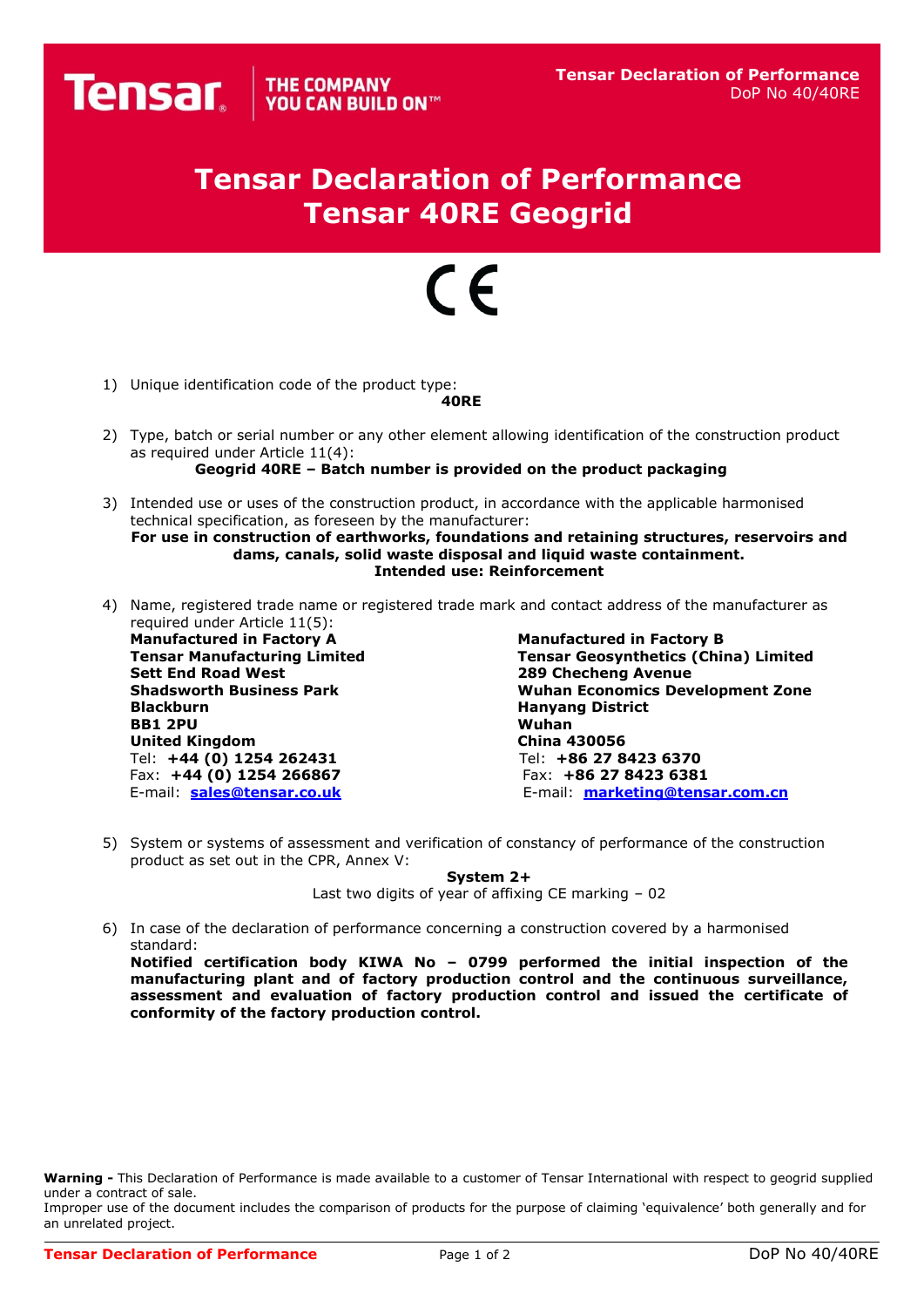# Tensar Declaration of Performance
# Tensar 40RE Geogrid

CE

1) Unique identification code of the product type:
**40RE**

2) Type, batch or serial number or any other element allowing identification of the construction product as required under Article 11(4):
**Geogrid 40RE – Batch number is provided on the product packaging**

3) Intended use or uses of the construction product, in accordance with the applicable harmonised technical specification, as foreseen by the manufacturer:
**For use in construction of earthworks, foundations and retaining structures, reservoirs and dams, canals, solid waste disposal and liquid waste containment.**
**Intended use: Reinforcement**

4) Name, registered trade name or registered trade mark and contact address of the manufacturer as required under Article 11(5):

**Manufactured in Factory A**
**Tensar Manufacturing Limited**
**Sett End Road West**
**Shadsworth Business Park**
**Blackburn**
**BB1 2PU**
**United Kingdom**
Tel: **+44 (0) 1254 262431**
Fax: **+44 (0) 1254 266867**
E-mail: **sales@tensar.co.uk**

**Manufactured in Factory B**
**Tensar Geosynthetics (China) Limited**
**289 Checheng Avenue**
**Wuhan Economics Development Zone**
**Hanyang District**
**Wuhan**
**China 430056**
Tel: **+86 27 8423 6370**
Fax: **+86 27 8423 6381**
E-mail: **marketing@tensar.com.cn**

5) System or systems of assessment and verification of constancy of performance of the construction product as set out in the CPR, Annex V:
**System 2+**
Last two digits of year of affixing CE marking – 02

6) In case of the declaration of performance concerning a construction covered by a harmonised standard:
**Notified certification body KIWA No – 0799 performed the initial inspection of the manufacturing plant and of factory production control and the continuous surveillance, assessment and evaluation of factory production control and issued the certificate of conformity of the factory production control.**

**Warning -** This Declaration of Performance is made available to a customer of Tensar International with respect to geogrid supplied under a contract of sale.
Improper use of the document includes the comparison of products for the purpose of claiming 'equivalence' both generally and for an unrelated project.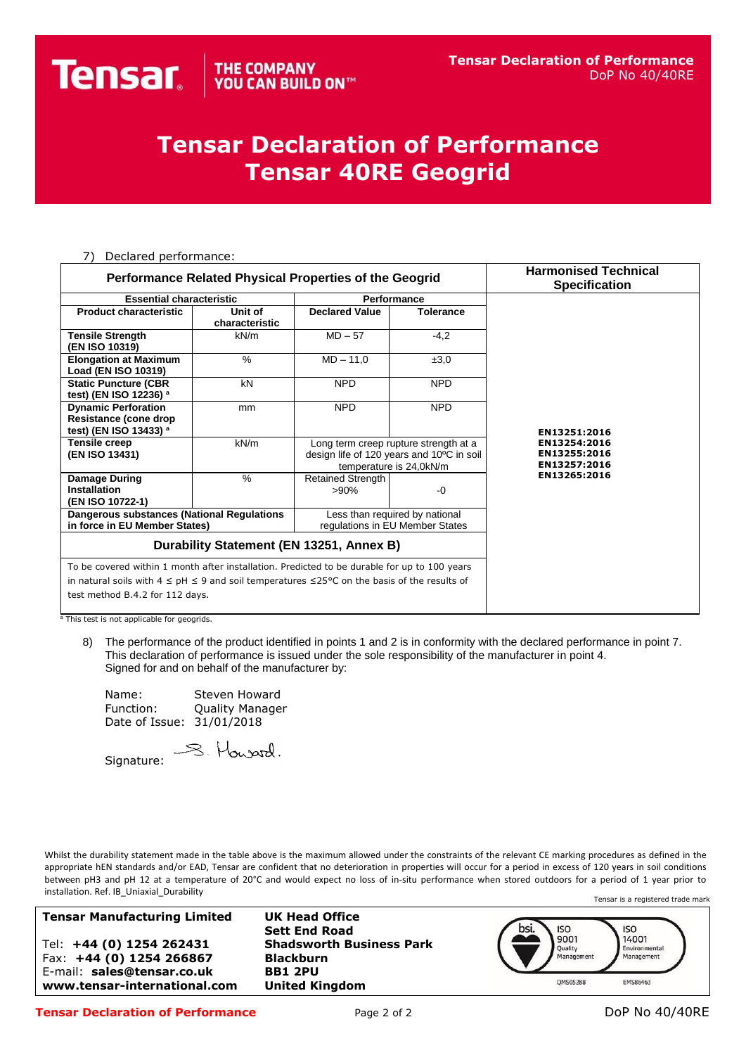# Tensar Declaration of Performance Tensar 40RE Geogrid

7) Declared performance:

| Performance Related Physical Properties of the Geogrid | | | | Harmonised Technical Specification |
|---|---|---|---|---|
| **Essential characteristic** | | **Performance** | | |
| **Product characteristic** | **Unit of characteristic** | **Declared Value** | **Tolerance** | |
| **Tensile Strength (EN ISO 10319)** | kN/m | MD – 57 | -4,2 | EN13251:2016 EN13254:2016 EN13255:2016 EN13257:2016 EN13265:2016 |
| **Elongation at Maximum Load (EN ISO 10319)** | % | MD – 11,0 | ±3,0 | |
| **Static Puncture (CBR test) (EN ISO 12236)** [a] | kN | NPD | NPD | |
| **Dynamic Perforation Resistance (cone drop test) (EN ISO 13433)** [a] | mm | NPD | NPD | |
| **Tensile creep (EN ISO 13431)** | kN/m | Long term creep rupture strength at a design life of 120 years and 10ºC in soil temperature is 24,0kN/m | | |
| **Damage During Installation (EN ISO 10722-1)** | % | Retained Strength >90% | -0 | |
| **Dangerous substances (National Regulations in force in EU Member States)** | | Less than required by national regulations in EU Member States | | |
| **Durability Statement (EN 13251, Annex B)** | | | | |
| To be covered within 1 month after installation. Predicted to be durable for up to 100 years in natural soils with 4 ≤ pH ≤ 9 and soil temperatures ≤25°C on the basis of the results of test method B.4.2 for 112 days. | | | | |

[a] This test is not applicable for geogrids.

8) The performance of the product identified in points 1 and 2 is in conformity with the declared performance in point 7. This declaration of performance is issued under the sole responsibility of the manufacturer in point 4.
Signed for and on behalf of the manufacturer by:

Name: Steven Howard
Function: Quality Manager
Date of Issue: 31/01/2018

Signature: S. Howard.

Whilst the durability statement made in the table above is the maximum allowed under the constraints of the relevant CE marking procedures as defined in the appropriate hEN standards and/or EAD, Tensar are confident that no deterioration in properties will occur for a period in excess of 120 years in soil conditions between pH3 and pH 12 at a temperature of 20°C and would expect no loss of in-situ performance when stored outdoors for a period of 1 year prior to installation. Ref. IB_Uniaxial_Durability

Tensar is a registered trade mark

**Tensar Manufacturing Limited**

Tel: **+44 (0) 1254 262431**
Fax: **+44 (0) 1254 266867**
E-mail: **sales@tensar.co.uk**
**www.tensar-international.com**

**UK Head Office**
**Sett End Road**
**Shadsworth Business Park**
**Blackburn**
**BB1 2PU**
**United Kingdom**

bsi. ISO 9001 Quality Management QMS05288 — ISO 14001 Environmental Management EMS86463